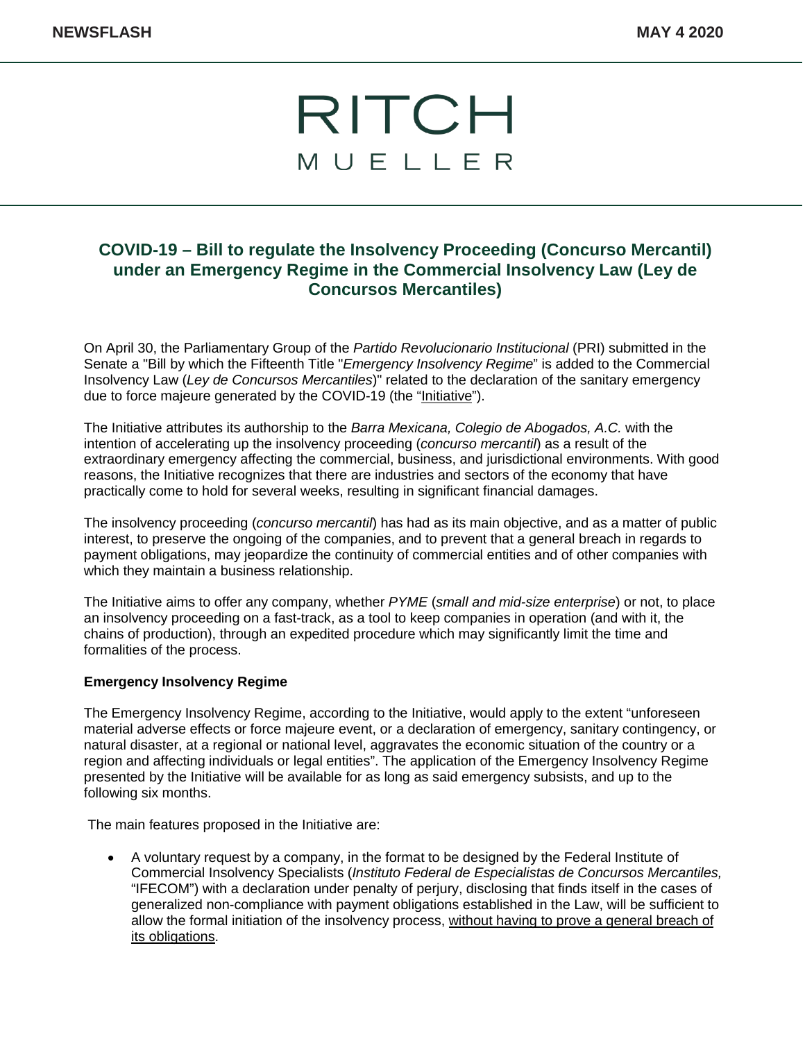NEWSFLASH MAY 4 2020

RITCH
MUELLER

## COVID-19 – Bill to regulate the Insolvency Proceeding (Concurso Mercantil) under an Emergency Regime in the Commercial Insolvency Law (Ley de Concursos Mercantiles)

On April 30, the Parliamentary Group of the *Partido Revolucionario Institucional* (PRI) submitted in the Senate a "Bill by which the Fifteenth Title "*Emergency Insolvency Regime*" is added to the Commercial Insolvency Law (*Ley de Concursos Mercantiles*)" related to the declaration of the sanitary emergency due to force majeure generated by the COVID-19 (the "Initiative").

The Initiative attributes its authorship to the *Barra Mexicana, Colegio de Abogados, A.C.* with the intention of accelerating up the insolvency proceeding (*concurso mercantil*) as a result of the extraordinary emergency affecting the commercial, business, and jurisdictional environments. With good reasons, the Initiative recognizes that there are industries and sectors of the economy that have practically come to hold for several weeks, resulting in significant financial damages.

The insolvency proceeding (*concurso mercantil*) has had as its main objective, and as a matter of public interest, to preserve the ongoing of the companies, and to prevent that a general breach in regards to payment obligations, may jeopardize the continuity of commercial entities and of other companies with which they maintain a business relationship.

The Initiative aims to offer any company, whether *PYME* (*small and mid-size enterprise*) or not, to place an insolvency proceeding on a fast-track, as a tool to keep companies in operation (and with it, the chains of production), through an expedited procedure which may significantly limit the time and formalities of the process.

**Emergency Insolvency Regime**

The Emergency Insolvency Regime, according to the Initiative, would apply to the extent "unforeseen material adverse effects or force majeure event, or a declaration of emergency, sanitary contingency, or natural disaster, at a regional or national level, aggravates the economic situation of the country or a region and affecting individuals or legal entities". The application of the Emergency Insolvency Regime presented by the Initiative will be available for as long as said emergency subsists, and up to the following six months.

The main features proposed in the Initiative are:

- A voluntary request by a company, in the format to be designed by the Federal Institute of Commercial Insolvency Specialists (*Instituto Federal de Especialistas de Concursos Mercantiles,* "IFECOM") with a declaration under penalty of perjury, disclosing that finds itself in the cases of generalized non-compliance with payment obligations established in the Law, will be sufficient to allow the formal initiation of the insolvency process, without having to prove a general breach of its obligations.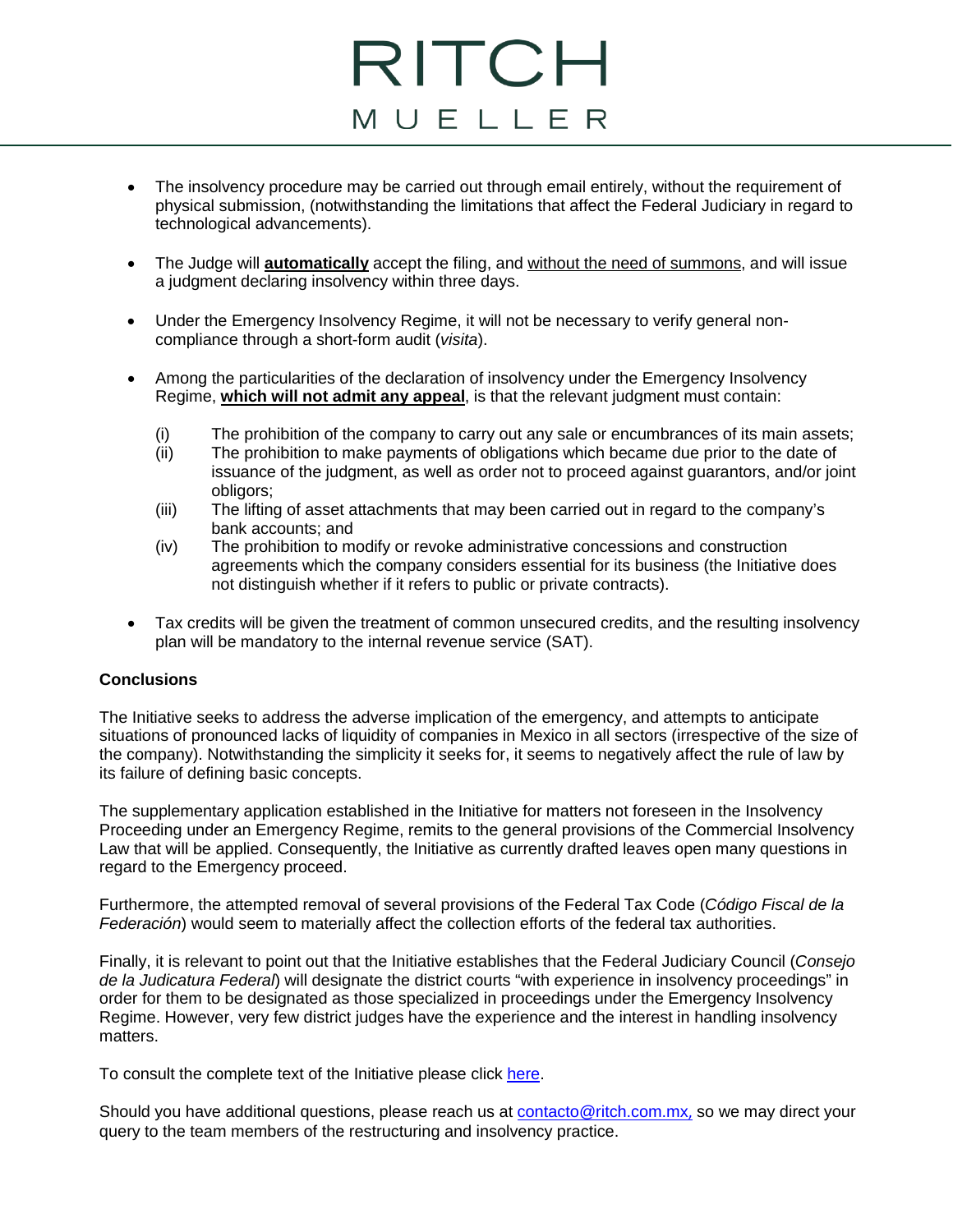- The insolvency procedure may be carried out through email entirely, without the requirement of physical submission, (notwithstanding the limitations that affect the Federal Judiciary in regard to technological advancements).

- The Judge will **automatically** accept the filing, and without the need of summons, and will issue a judgment declaring insolvency within three days.

- Under the Emergency Insolvency Regime, it will not be necessary to verify general non-compliance through a short-form audit (*visita*).

- Among the particularities of the declaration of insolvency under the Emergency Insolvency Regime, **which will not admit any appeal**, is that the relevant judgment must contain:

  (i) The prohibition of the company to carry out any sale or encumbrances of its main assets;
  (ii) The prohibition to make payments of obligations which became due prior to the date of issuance of the judgment, as well as order not to proceed against guarantors, and/or joint obligors;
  (iii) The lifting of asset attachments that may been carried out in regard to the company's bank accounts; and
  (iv) The prohibition to modify or revoke administrative concessions and construction agreements which the company considers essential for its business (the Initiative does not distinguish whether if it refers to public or private contracts).

- Tax credits will be given the treatment of common unsecured credits, and the resulting insolvency plan will be mandatory to the internal revenue service (SAT).

**Conclusions**

The Initiative seeks to address the adverse implication of the emergency, and attempts to anticipate situations of pronounced lacks of liquidity of companies in Mexico in all sectors (irrespective of the size of the company). Notwithstanding the simplicity it seeks for, it seems to negatively affect the rule of law by its failure of defining basic concepts.

The supplementary application established in the Initiative for matters not foreseen in the Insolvency Proceeding under an Emergency Regime, remits to the general provisions of the Commercial Insolvency Law that will be applied. Consequently, the Initiative as currently drafted leaves open many questions in regard to the Emergency proceed.

Furthermore, the attempted removal of several provisions of the Federal Tax Code (*Código Fiscal de la Federación*) would seem to materially affect the collection efforts of the federal tax authorities.

Finally, it is relevant to point out that the Initiative establishes that the Federal Judiciary Council (*Consejo de la Judicatura Federal*) will designate the district courts "with experience in insolvency proceedings" in order for them to be designated as those specialized in proceedings under the Emergency Insolvency Regime. However, very few district judges have the experience and the interest in handling insolvency matters.

To consult the complete text of the Initiative please click here.

Should you have additional questions, please reach us at contacto@ritch.com.mx, so we may direct your query to the team members of the restructuring and insolvency practice.